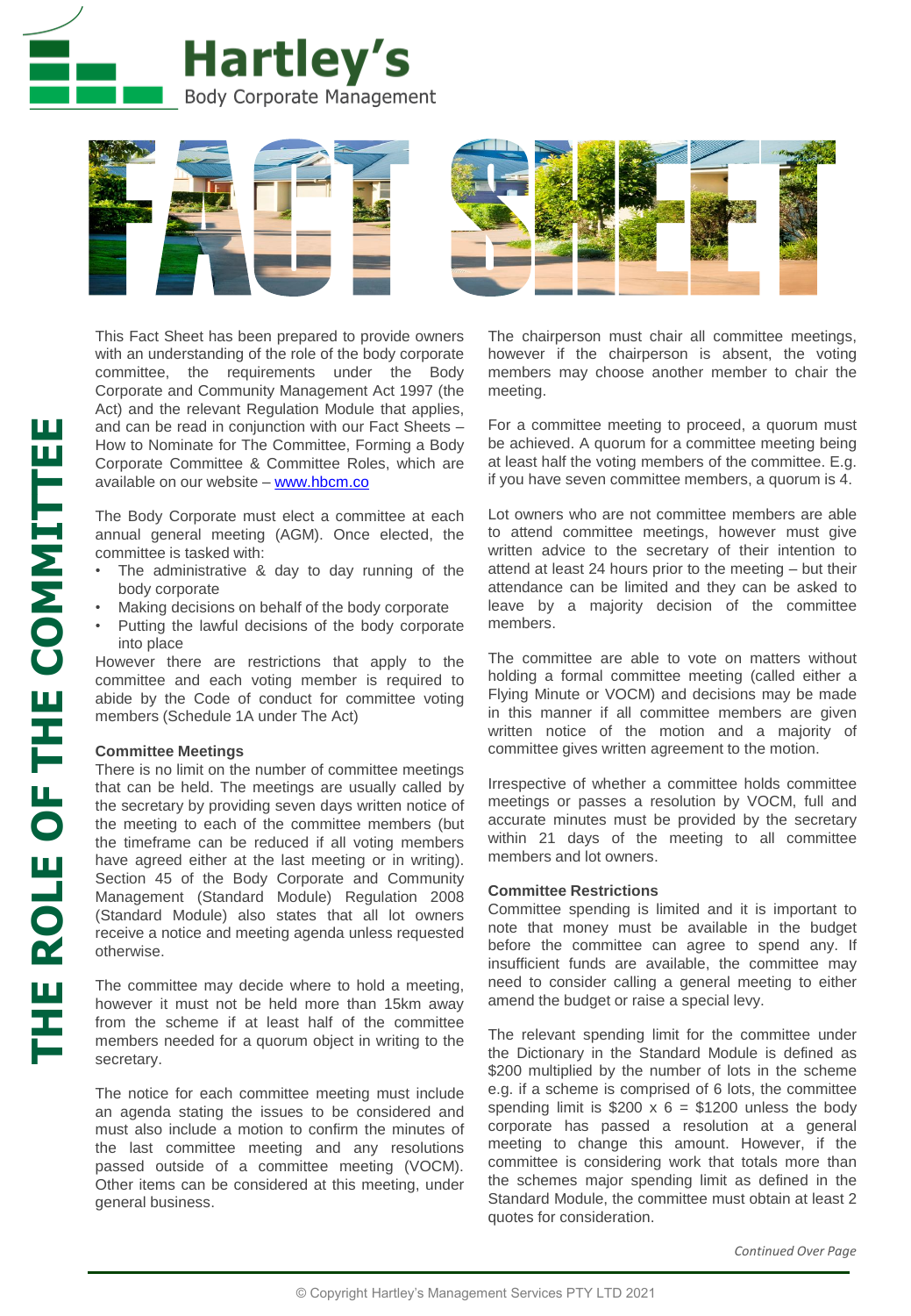# Hartley's
Body Corporate Management

# FACT SHEET

## THE ROLE OF THE COMMITTEE

This Fact Sheet has been prepared to provide owners with an understanding of the role of the body corporate committee, the requirements under the Body Corporate and Community Management Act 1997 (the Act) and the relevant Regulation Module that applies, and can be read in conjunction with our Fact Sheets – How to Nominate for The Committee, Forming a Body Corporate Committee & Committee Roles, which are available on our website – www.hbcm.co

The Body Corporate must elect a committee at each annual general meeting (AGM). Once elected, the committee is tasked with:

- The administrative & day to day running of the body corporate
- Making decisions on behalf of the body corporate
- Putting the lawful decisions of the body corporate into place

However there are restrictions that apply to the committee and each voting member is required to abide by the Code of conduct for committee voting members (Schedule 1A under The Act)

**Committee Meetings**
There is no limit on the number of committee meetings that can be held. The meetings are usually called by the secretary by providing seven days written notice of the meeting to each of the committee members (but the timeframe can be reduced if all voting members have agreed either at the last meeting or in writing). Section 45 of the Body Corporate and Community Management (Standard Module) Regulation 2008 (Standard Module) also states that all lot owners receive a notice and meeting agenda unless requested otherwise.

The committee may decide where to hold a meeting, however it must not be held more than 15km away from the scheme if at least half of the committee members needed for a quorum object in writing to the secretary.

The notice for each committee meeting must include an agenda stating the issues to be considered and must also include a motion to confirm the minutes of the last committee meeting and any resolutions passed outside of a committee meeting (VOCM). Other items can be considered at this meeting, under general business.

The chairperson must chair all committee meetings, however if the chairperson is absent, the voting members may choose another member to chair the meeting.

For a committee meeting to proceed, a quorum must be achieved. A quorum for a committee meeting being at least half the voting members of the committee. E.g. if you have seven committee members, a quorum is 4.

Lot owners who are not committee members are able to attend committee meetings, however must give written advice to the secretary of their intention to attend at least 24 hours prior to the meeting – but their attendance can be limited and they can be asked to leave by a majority decision of the committee members.

The committee are able to vote on matters without holding a formal committee meeting (called either a Flying Minute or VOCM) and decisions may be made in this manner if all committee members are given written notice of the motion and a majority of committee gives written agreement to the motion.

Irrespective of whether a committee holds committee meetings or passes a resolution by VOCM, full and accurate minutes must be provided by the secretary within 21 days of the meeting to all committee members and lot owners.

**Committee Restrictions**
Committee spending is limited and it is important to note that money must be available in the budget before the committee can agree to spend any. If insufficient funds are available, the committee may need to consider calling a general meeting to either amend the budget or raise a special levy.

The relevant spending limit for the committee under the Dictionary in the Standard Module is defined as $200 multiplied by the number of lots in the scheme e.g. if a scheme is comprised of 6 lots, the committee spending limit is $200 x 6 = $1200 unless the body corporate has passed a resolution at a general meeting to change this amount. However, if the committee is considering work that totals more than the schemes major spending limit as defined in the Standard Module, the committee must obtain at least 2 quotes for consideration.

*Continued Over Page*

© Copyright Hartley's Management Services PTY LTD 2021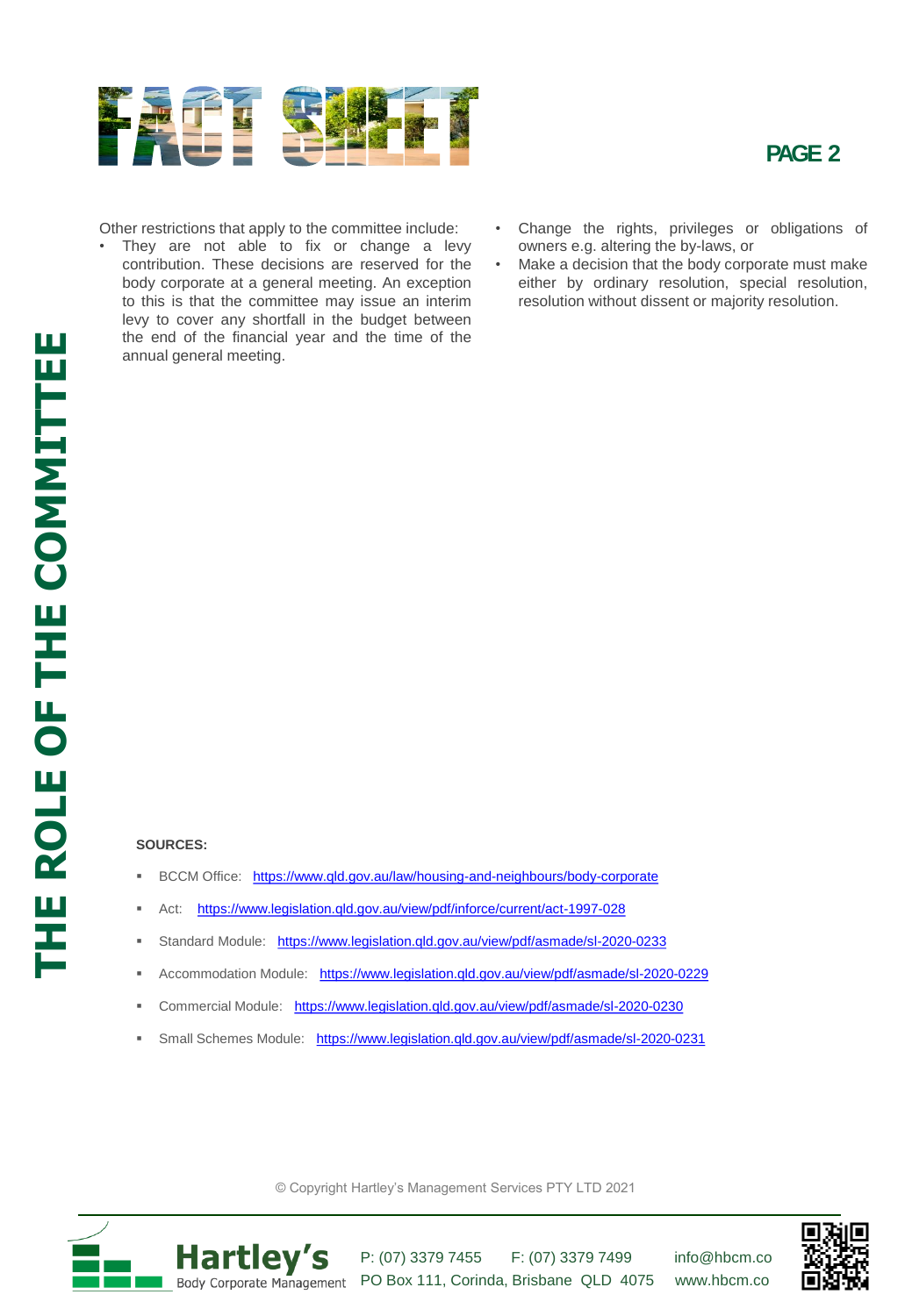Other restrictions that apply to the committee include:

- They are not able to fix or change a levy contribution. These decisions are reserved for the body corporate at a general meeting. An exception to this is that the committee may issue an interim levy to cover any shortfall in the budget between the end of the financial year and the time of the annual general meeting.
- Change the rights, privileges or obligations of owners e.g. altering the by-laws, or
- Make a decision that the body corporate must make either by ordinary resolution, special resolution, resolution without dissent or majority resolution.

**SOURCES:**

- BCCM Office: https://www.qld.gov.au/law/housing-and-neighbours/body-corporate
- Act: https://www.legislation.qld.gov.au/view/pdf/inforce/current/act-1997-028
- Standard Module: https://www.legislation.qld.gov.au/view/pdf/asmade/sl-2020-0233
- Accommodation Module: https://www.legislation.qld.gov.au/view/pdf/asmade/sl-2020-0229
- Commercial Module: https://www.legislation.qld.gov.au/view/pdf/asmade/sl-2020-0230
- Small Schemes Module: https://www.legislation.qld.gov.au/view/pdf/asmade/sl-2020-0231

© Copyright Hartley's Management Services PTY LTD 2021

Hartley's Body Corporate Management

P: (07) 3379 7455 F: (07) 3379 7499 info@hbcm.co

PO Box 111, Corinda, Brisbane QLD 4075 www.hbcm.co